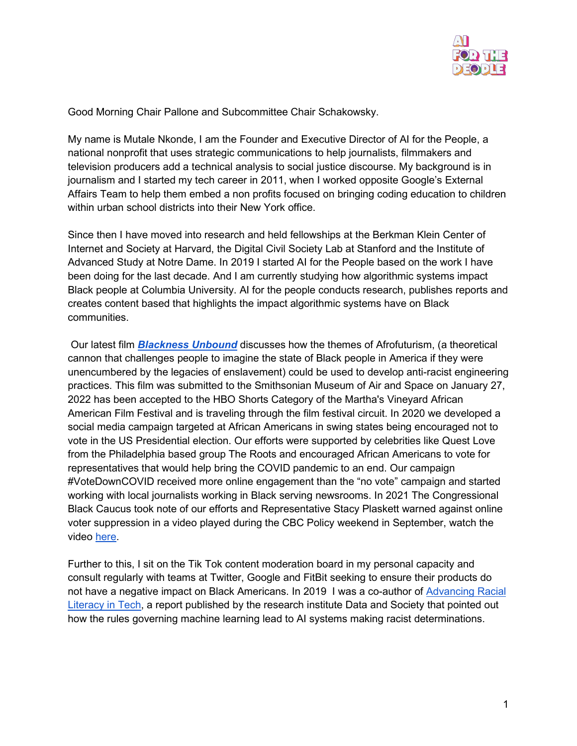Good Morning Chair Pallone and Subcommittee Chair Schakowsky.

My name is Mutale Nkonde, I am the Founder and Executive Director of AI for the People, a national nonprofit that uses strategic communications to help journalists, filmmakers and television producers add a technical analysis to social justice discourse. My background is in journalism and I started my tech career in 2011, when I worked opposite Google's External Affairs Team to help them embed a non profits focused on bringing coding education to children within urban school districts into their New York office.

Since then I have moved into research and held fellowships at the Berkman Klein Center of Internet and Society at Harvard, the Digital Civil Society Lab at Stanford and the Institute of Advanced Study at Notre Dame. In 2019 I started AI for the People based on the work I have been doing for the last decade. And I am currently studying how algorithmic systems impact Black people at Columbia University. AI for the people conducts research, publishes reports and creates content based that highlights the impact algorithmic systems have on Black communities.

Our latest film ***Blackness Unbound*** discusses how the themes of Afrofuturism, (a theoretical cannon that challenges people to imagine the state of Black people in America if they were unencumbered by the legacies of enslavement) could be used to develop anti-racist engineering practices. This film was submitted to the Smithsonian Museum of Air and Space on January 27, 2022 has been accepted to the HBO Shorts Category of the Martha's Vineyard African American Film Festival and is traveling through the film festival circuit. In 2020 we developed a social media campaign targeted at African Americans in swing states being encouraged not to vote in the US Presidential election. Our efforts were supported by celebrities like Quest Love from the Philadelphia based group The Roots and encouraged African Americans to vote for representatives that would help bring the COVID pandemic to an end. Our campaign #VoteDownCOVID received more online engagement than the "no vote" campaign and started working with local journalists working in Black serving newsrooms. In 2021 The Congressional Black Caucus took note of our efforts and Representative Stacy Plaskett warned against online voter suppression in a video played during the CBC Policy weekend in September, watch the video here.

Further to this, I sit on the Tik Tok content moderation board in my personal capacity and consult regularly with teams at Twitter, Google and FitBit seeking to ensure their products do not have a negative impact on Black Americans. In 2019 I was a co-author of Advancing Racial Literacy in Tech, a report published by the research institute Data and Society that pointed out how the rules governing machine learning lead to AI systems making racist determinations.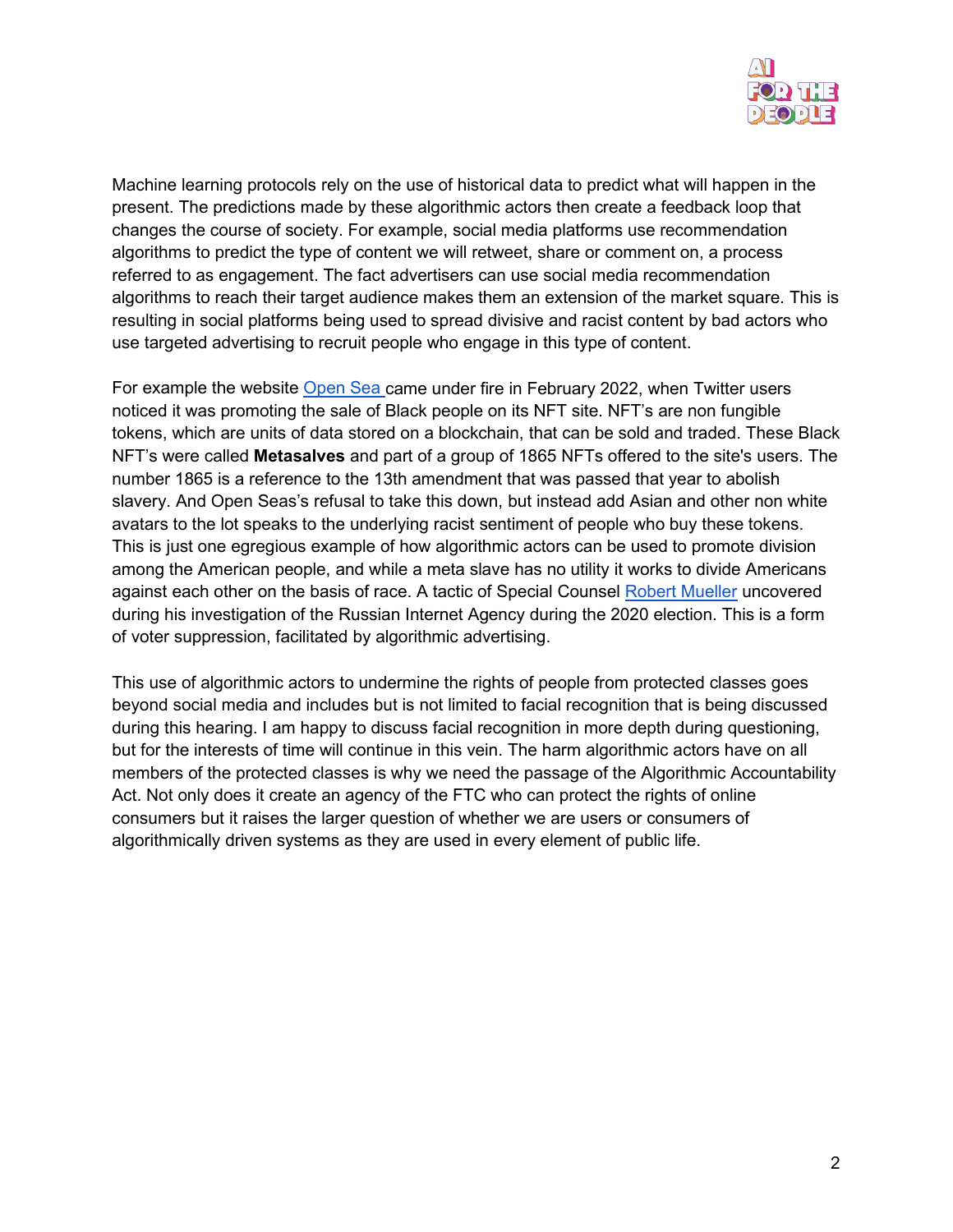Machine learning protocols rely on the use of historical data to predict what will happen in the present. The predictions made by these algorithmic actors then create a feedback loop that changes the course of society. For example, social media platforms use recommendation algorithms to predict the type of content we will retweet, share or comment on, a process referred to as engagement. The fact advertisers can use social media recommendation algorithms to reach their target audience makes them an extension of the market square. This is resulting in social platforms being used to spread divisive and racist content by bad actors who use targeted advertising to recruit people who engage in this type of content.

For example the website [Open Sea ]came under fire in February 2022, when Twitter users noticed it was promoting the sale of Black people on its NFT site. NFT's are non fungible tokens, which are units of data stored on a blockchain, that can be sold and traded. These Black NFT's were called **Metasalves** and part of a group of 1865 NFTs offered to the site's users. The number 1865 is a reference to the 13th amendment that was passed that year to abolish slavery. And Open Seas's refusal to take this down, but instead add Asian and other non white avatars to the lot speaks to the underlying racist sentiment of people who buy these tokens. This is just one egregious example of how algorithmic actors can be used to promote division among the American people, and while a meta slave has no utility it works to divide Americans against each other on the basis of race. A tactic of Special Counsel [Robert Mueller] uncovered during his investigation of the Russian Internet Agency during the 2020 election. This is a form of voter suppression, facilitated by algorithmic advertising.

This use of algorithmic actors to undermine the rights of people from protected classes goes beyond social media and includes but is not limited to facial recognition that is being discussed during this hearing. I am happy to discuss facial recognition in more depth during questioning, but for the interests of time will continue in this vein. The harm algorithmic actors have on all members of the protected classes is why we need the passage of the Algorithmic Accountability Act. Not only does it create an agency of the FTC who can protect the rights of online consumers but it raises the larger question of whether we are users or consumers of algorithmically driven systems as they are used in every element of public life.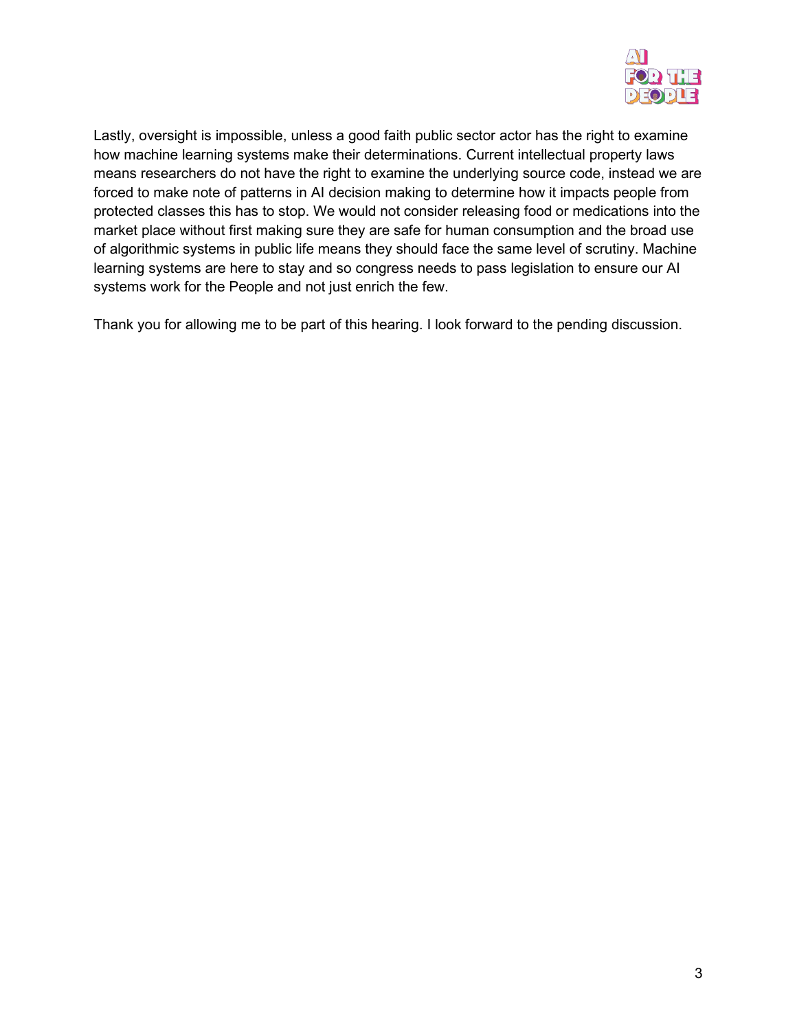Lastly, oversight is impossible, unless a good faith public sector actor has the right to examine how machine learning systems make their determinations. Current intellectual property laws means researchers do not have the right to examine the underlying source code, instead we are forced to make note of patterns in AI decision making to determine how it impacts people from protected classes this has to stop. We would not consider releasing food or medications into the market place without first making sure they are safe for human consumption and the broad use of algorithmic systems in public life means they should face the same level of scrutiny. Machine learning systems are here to stay and so congress needs to pass legislation to ensure our AI systems work for the People and not just enrich the few.

Thank you for allowing me to be part of this hearing. I look forward to the pending discussion.